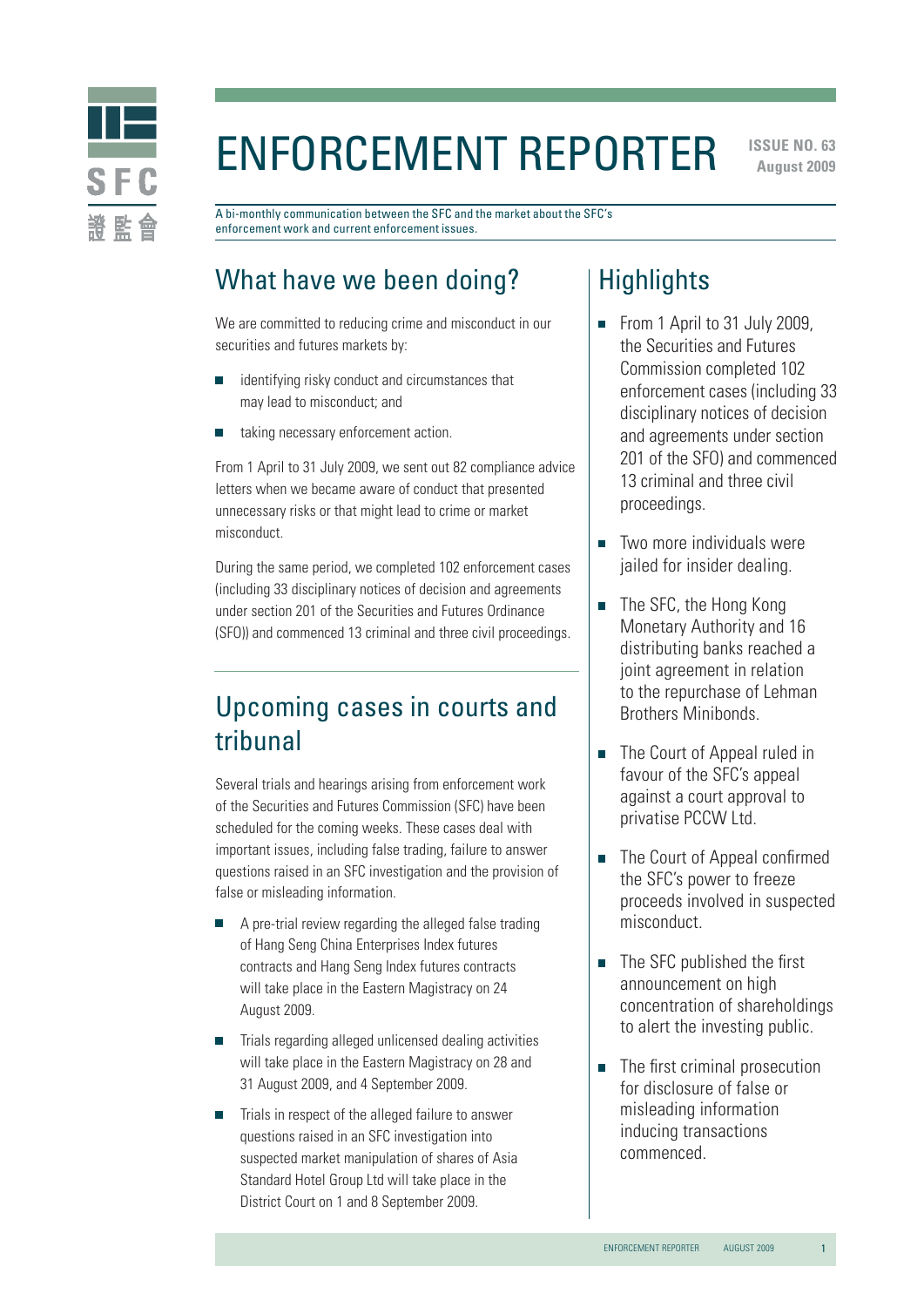# ENFORCEMENT REPORTER

**ISSUE NO. 63**
**August 2009**

A bi-monthly communication between the SFC and the market about the SFC's enforcement work and current enforcement issues.

## What have we been doing?

We are committed to reducing crime and misconduct in our securities and futures markets by:

- identifying risky conduct and circumstances that may lead to misconduct; and
- taking necessary enforcement action.

From 1 April to 31 July 2009, we sent out 82 compliance advice letters when we became aware of conduct that presented unnecessary risks or that might lead to crime or market misconduct.

During the same period, we completed 102 enforcement cases (including 33 disciplinary notices of decision and agreements under section 201 of the Securities and Futures Ordinance (SFO)) and commenced 13 criminal and three civil proceedings.

## Upcoming cases in courts and tribunal

Several trials and hearings arising from enforcement work of the Securities and Futures Commission (SFC) have been scheduled for the coming weeks. These cases deal with important issues, including false trading, failure to answer questions raised in an SFC investigation and the provision of false or misleading information.

- A pre-trial review regarding the alleged false trading of Hang Seng China Enterprises Index futures contracts and Hang Seng Index futures contracts will take place in the Eastern Magistracy on 24 August 2009.
- Trials regarding alleged unlicensed dealing activities will take place in the Eastern Magistracy on 28 and 31 August 2009, and 4 September 2009.
- Trials in respect of the alleged failure to answer questions raised in an SFC investigation into suspected market manipulation of shares of Asia Standard Hotel Group Ltd will take place in the District Court on 1 and 8 September 2009.

## Highlights

- From 1 April to 31 July 2009, the Securities and Futures Commission completed 102 enforcement cases (including 33 disciplinary notices of decision and agreements under section 201 of the SFO) and commenced 13 criminal and three civil proceedings.
- Two more individuals were jailed for insider dealing.
- The SFC, the Hong Kong Monetary Authority and 16 distributing banks reached a joint agreement in relation to the repurchase of Lehman Brothers Minibonds.
- The Court of Appeal ruled in favour of the SFC's appeal against a court approval to privatise PCCW Ltd.
- The Court of Appeal confirmed the SFC's power to freeze proceeds involved in suspected misconduct.
- The SFC published the first announcement on high concentration of shareholdings to alert the investing public.
- The first criminal prosecution for disclosure of false or misleading information inducing transactions commenced.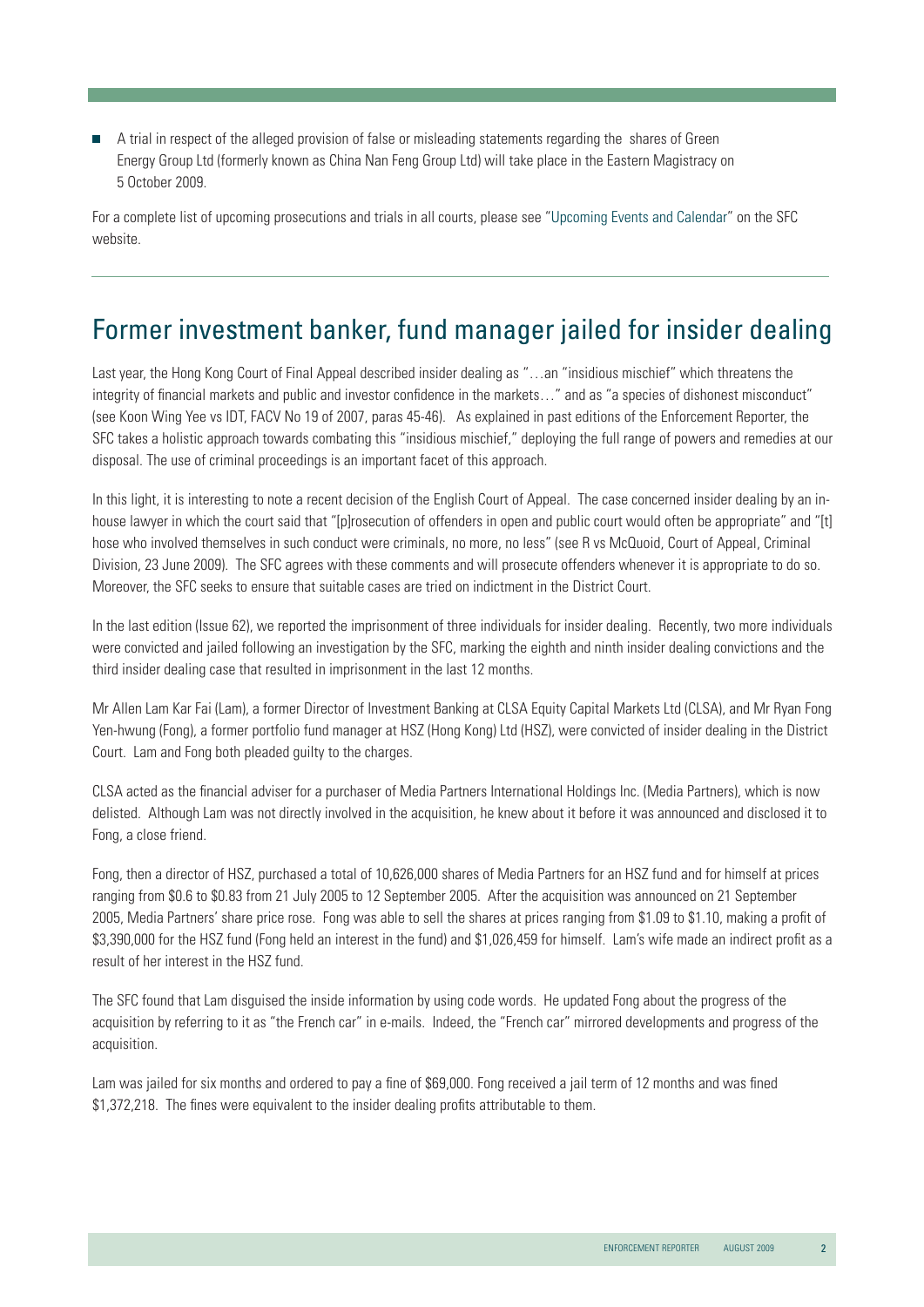- A trial in respect of the alleged provision of false or misleading statements regarding the shares of Green Energy Group Ltd (formerly known as China Nan Feng Group Ltd) will take place in the Eastern Magistracy on 5 October 2009.

For a complete list of upcoming prosecutions and trials in all courts, please see "Upcoming Events and Calendar" on the SFC website.

---

## Former investment banker, fund manager jailed for insider dealing

Last year, the Hong Kong Court of Final Appeal described insider dealing as "…an "insidious mischief" which threatens the integrity of financial markets and public and investor confidence in the markets…" and as "a species of dishonest misconduct" (see Koon Wing Yee vs IDT, FACV No 19 of 2007, paras 45-46). As explained in past editions of the Enforcement Reporter, the SFC takes a holistic approach towards combating this "insidious mischief," deploying the full range of powers and remedies at our disposal. The use of criminal proceedings is an important facet of this approach.

In this light, it is interesting to note a recent decision of the English Court of Appeal. The case concerned insider dealing by an in-house lawyer in which the court said that "[p]rosecution of offenders in open and public court would often be appropriate" and "[t]hose who involved themselves in such conduct were criminals, no more, no less" (see R vs McQuoid, Court of Appeal, Criminal Division, 23 June 2009). The SFC agrees with these comments and will prosecute offenders whenever it is appropriate to do so. Moreover, the SFC seeks to ensure that suitable cases are tried on indictment in the District Court.

In the last edition (Issue 62), we reported the imprisonment of three individuals for insider dealing. Recently, two more individuals were convicted and jailed following an investigation by the SFC, marking the eighth and ninth insider dealing convictions and the third insider dealing case that resulted in imprisonment in the last 12 months.

Mr Allen Lam Kar Fai (Lam), a former Director of Investment Banking at CLSA Equity Capital Markets Ltd (CLSA), and Mr Ryan Fong Yen-hwung (Fong), a former portfolio fund manager at HSZ (Hong Kong) Ltd (HSZ), were convicted of insider dealing in the District Court. Lam and Fong both pleaded guilty to the charges.

CLSA acted as the financial adviser for a purchaser of Media Partners International Holdings Inc. (Media Partners), which is now delisted. Although Lam was not directly involved in the acquisition, he knew about it before it was announced and disclosed it to Fong, a close friend.

Fong, then a director of HSZ, purchased a total of 10,626,000 shares of Media Partners for an HSZ fund and for himself at prices ranging from $0.6 to $0.83 from 21 July 2005 to 12 September 2005. After the acquisition was announced on 21 September 2005, Media Partners' share price rose. Fong was able to sell the shares at prices ranging from $1.09 to $1.10, making a profit of $3,390,000 for the HSZ fund (Fong held an interest in the fund) and $1,026,459 for himself. Lam's wife made an indirect profit as a result of her interest in the HSZ fund.

The SFC found that Lam disguised the inside information by using code words. He updated Fong about the progress of the acquisition by referring to it as "the French car" in e-mails. Indeed, the "French car" mirrored developments and progress of the acquisition.

Lam was jailed for six months and ordered to pay a fine of $69,000. Fong received a jail term of 12 months and was fined $1,372,218. The fines were equivalent to the insider dealing profits attributable to them.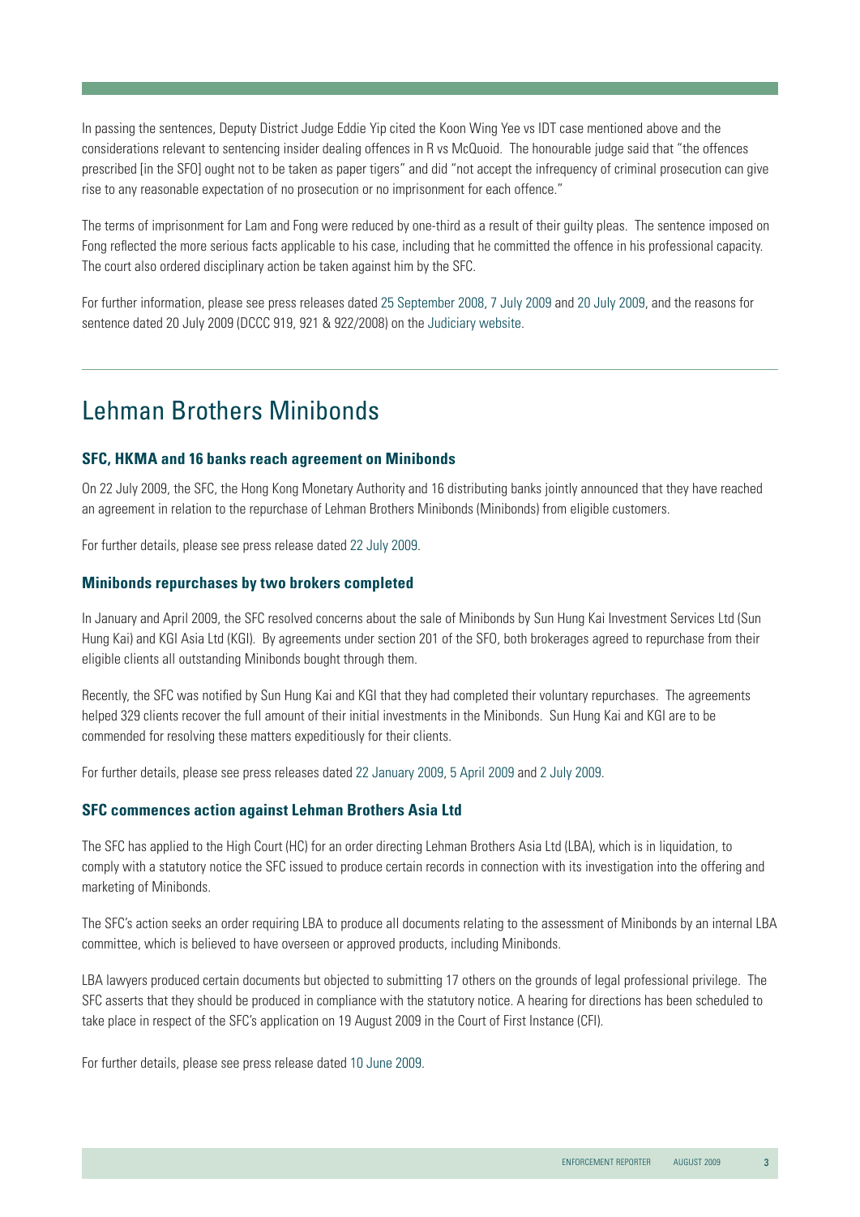In passing the sentences, Deputy District Judge Eddie Yip cited the Koon Wing Yee vs IDT case mentioned above and the considerations relevant to sentencing insider dealing offences in R vs McQuoid. The honourable judge said that "the offences prescribed [in the SFO] ought not to be taken as paper tigers" and did "not accept the infrequency of criminal prosecution can give rise to any reasonable expectation of no prosecution or no imprisonment for each offence."

The terms of imprisonment for Lam and Fong were reduced by one-third as a result of their guilty pleas. The sentence imposed on Fong reflected the more serious facts applicable to his case, including that he committed the offence in his professional capacity. The court also ordered disciplinary action be taken against him by the SFC.

For further information, please see press releases dated 25 September 2008, 7 July 2009 and 20 July 2009, and the reasons for sentence dated 20 July 2009 (DCCC 919, 921 & 922/2008) on the Judiciary website.

# Lehman Brothers Minibonds

### SFC, HKMA and 16 banks reach agreement on Minibonds

On 22 July 2009, the SFC, the Hong Kong Monetary Authority and 16 distributing banks jointly announced that they have reached an agreement in relation to the repurchase of Lehman Brothers Minibonds (Minibonds) from eligible customers.

For further details, please see press release dated 22 July 2009.

### Minibonds repurchases by two brokers completed

In January and April 2009, the SFC resolved concerns about the sale of Minibonds by Sun Hung Kai Investment Services Ltd (Sun Hung Kai) and KGI Asia Ltd (KGI). By agreements under section 201 of the SFO, both brokerages agreed to repurchase from their eligible clients all outstanding Minibonds bought through them.

Recently, the SFC was notified by Sun Hung Kai and KGI that they had completed their voluntary repurchases. The agreements helped 329 clients recover the full amount of their initial investments in the Minibonds. Sun Hung Kai and KGI are to be commended for resolving these matters expeditiously for their clients.

For further details, please see press releases dated 22 January 2009, 5 April 2009 and 2 July 2009.

### SFC commences action against Lehman Brothers Asia Ltd

The SFC has applied to the High Court (HC) for an order directing Lehman Brothers Asia Ltd (LBA), which is in liquidation, to comply with a statutory notice the SFC issued to produce certain records in connection with its investigation into the offering and marketing of Minibonds.

The SFC's action seeks an order requiring LBA to produce all documents relating to the assessment of Minibonds by an internal LBA committee, which is believed to have overseen or approved products, including Minibonds.

LBA lawyers produced certain documents but objected to submitting 17 others on the grounds of legal professional privilege. The SFC asserts that they should be produced in compliance with the statutory notice. A hearing for directions has been scheduled to take place in respect of the SFC's application on 19 August 2009 in the Court of First Instance (CFI).

For further details, please see press release dated 10 June 2009.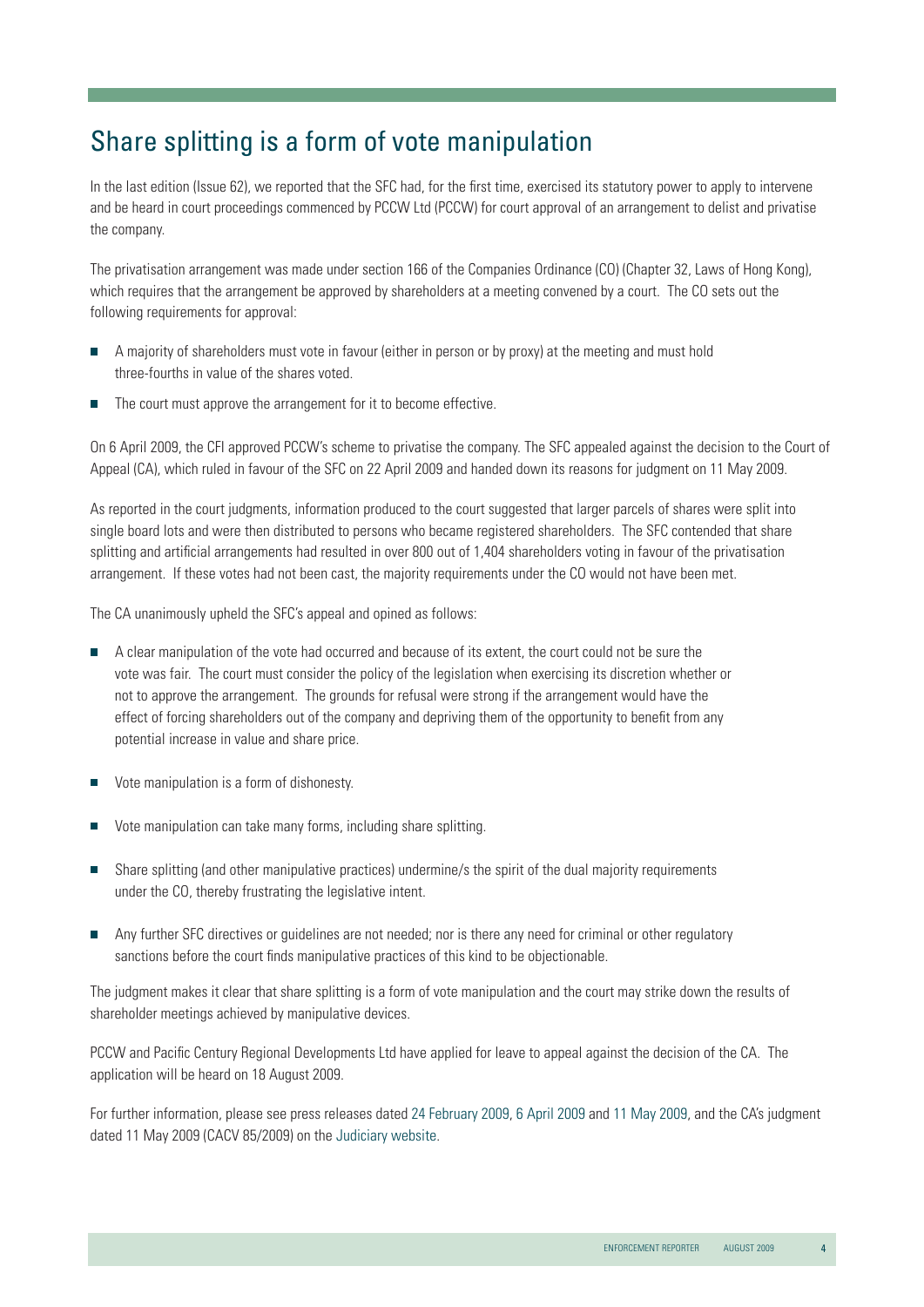# Share splitting is a form of vote manipulation

In the last edition (Issue 62), we reported that the SFC had, for the first time, exercised its statutory power to apply to intervene and be heard in court proceedings commenced by PCCW Ltd (PCCW) for court approval of an arrangement to delist and privatise the company.

The privatisation arrangement was made under section 166 of the Companies Ordinance (CO) (Chapter 32, Laws of Hong Kong), which requires that the arrangement be approved by shareholders at a meeting convened by a court. The CO sets out the following requirements for approval:

- A majority of shareholders must vote in favour (either in person or by proxy) at the meeting and must hold three-fourths in value of the shares voted.
- The court must approve the arrangement for it to become effective.

On 6 April 2009, the CFI approved PCCW's scheme to privatise the company. The SFC appealed against the decision to the Court of Appeal (CA), which ruled in favour of the SFC on 22 April 2009 and handed down its reasons for judgment on 11 May 2009.

As reported in the court judgments, information produced to the court suggested that larger parcels of shares were split into single board lots and were then distributed to persons who became registered shareholders. The SFC contended that share splitting and artificial arrangements had resulted in over 800 out of 1,404 shareholders voting in favour of the privatisation arrangement. If these votes had not been cast, the majority requirements under the CO would not have been met.

The CA unanimously upheld the SFC's appeal and opined as follows:

- A clear manipulation of the vote had occurred and because of its extent, the court could not be sure the vote was fair. The court must consider the policy of the legislation when exercising its discretion whether or not to approve the arrangement. The grounds for refusal were strong if the arrangement would have the effect of forcing shareholders out of the company and depriving them of the opportunity to benefit from any potential increase in value and share price.
- Vote manipulation is a form of dishonesty.
- Vote manipulation can take many forms, including share splitting.
- Share splitting (and other manipulative practices) undermine/s the spirit of the dual majority requirements under the CO, thereby frustrating the legislative intent.
- Any further SFC directives or guidelines are not needed; nor is there any need for criminal or other regulatory sanctions before the court finds manipulative practices of this kind to be objectionable.

The judgment makes it clear that share splitting is a form of vote manipulation and the court may strike down the results of shareholder meetings achieved by manipulative devices.

PCCW and Pacific Century Regional Developments Ltd have applied for leave to appeal against the decision of the CA. The application will be heard on 18 August 2009.

For further information, please see press releases dated 24 February 2009, 6 April 2009 and 11 May 2009, and the CA's judgment dated 11 May 2009 (CACV 85/2009) on the Judiciary website.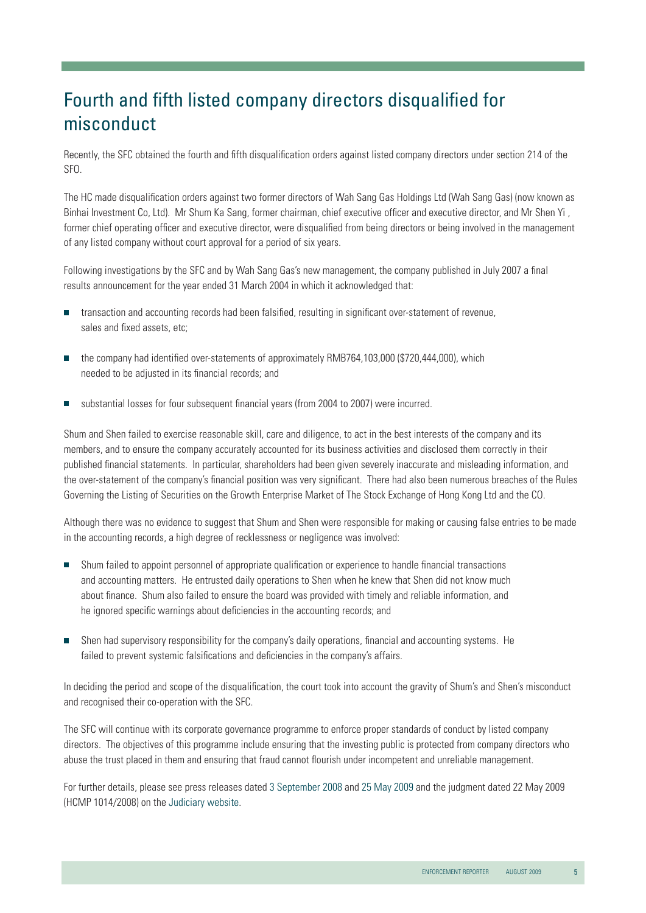# Fourth and fifth listed company directors disqualified for misconduct

Recently, the SFC obtained the fourth and fifth disqualification orders against listed company directors under section 214 of the SFO.

The HC made disqualification orders against two former directors of Wah Sang Gas Holdings Ltd (Wah Sang Gas) (now known as Binhai Investment Co, Ltd). Mr Shum Ka Sang, former chairman, chief executive officer and executive director, and Mr Shen Yi , former chief operating officer and executive director, were disqualified from being directors or being involved in the management of any listed company without court approval for a period of six years.

Following investigations by the SFC and by Wah Sang Gas's new management, the company published in July 2007 a final results announcement for the year ended 31 March 2004 in which it acknowledged that:

- transaction and accounting records had been falsified, resulting in significant over-statement of revenue, sales and fixed assets, etc;
- the company had identified over-statements of approximately RMB764,103,000 ($720,444,000), which needed to be adjusted in its financial records; and
- substantial losses for four subsequent financial years (from 2004 to 2007) were incurred.

Shum and Shen failed to exercise reasonable skill, care and diligence, to act in the best interests of the company and its members, and to ensure the company accurately accounted for its business activities and disclosed them correctly in their published financial statements. In particular, shareholders had been given severely inaccurate and misleading information, and the over-statement of the company's financial position was very significant. There had also been numerous breaches of the Rules Governing the Listing of Securities on the Growth Enterprise Market of The Stock Exchange of Hong Kong Ltd and the CO.

Although there was no evidence to suggest that Shum and Shen were responsible for making or causing false entries to be made in the accounting records, a high degree of recklessness or negligence was involved:

- Shum failed to appoint personnel of appropriate qualification or experience to handle financial transactions and accounting matters. He entrusted daily operations to Shen when he knew that Shen did not know much about finance. Shum also failed to ensure the board was provided with timely and reliable information, and he ignored specific warnings about deficiencies in the accounting records; and
- Shen had supervisory responsibility for the company's daily operations, financial and accounting systems. He failed to prevent systemic falsifications and deficiencies in the company's affairs.

In deciding the period and scope of the disqualification, the court took into account the gravity of Shum's and Shen's misconduct and recognised their co-operation with the SFC.

The SFC will continue with its corporate governance programme to enforce proper standards of conduct by listed company directors. The objectives of this programme include ensuring that the investing public is protected from company directors who abuse the trust placed in them and ensuring that fraud cannot flourish under incompetent and unreliable management.

For further details, please see press releases dated 3 September 2008 and 25 May 2009 and the judgment dated 22 May 2009 (HCMP 1014/2008) on the Judiciary website.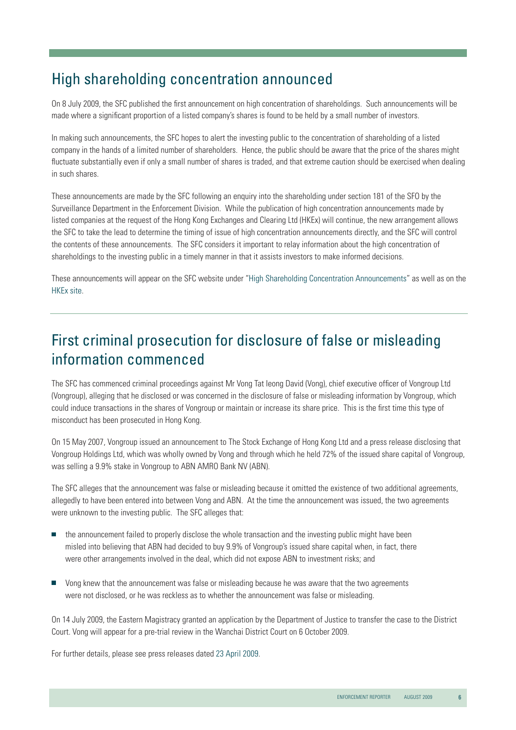## High shareholding concentration announced

On 8 July 2009, the SFC published the first announcement on high concentration of shareholdings. Such announcements will be made where a significant proportion of a listed company's shares is found to be held by a small number of investors.

In making such announcements, the SFC hopes to alert the investing public to the concentration of shareholding of a listed company in the hands of a limited number of shareholders. Hence, the public should be aware that the price of the shares might fluctuate substantially even if only a small number of shares is traded, and that extreme caution should be exercised when dealing in such shares.

These announcements are made by the SFC following an enquiry into the shareholding under section 181 of the SFO by the Surveillance Department in the Enforcement Division. While the publication of high concentration announcements made by listed companies at the request of the Hong Kong Exchanges and Clearing Ltd (HKEx) will continue, the new arrangement allows the SFC to take the lead to determine the timing of issue of high concentration announcements directly, and the SFC will control the contents of these announcements. The SFC considers it important to relay information about the high concentration of shareholdings to the investing public in a timely manner in that it assists investors to make informed decisions.

These announcements will appear on the SFC website under "High Shareholding Concentration Announcements" as well as on the HKEx site.

## First criminal prosecution for disclosure of false or misleading information commenced

The SFC has commenced criminal proceedings against Mr Vong Tat Ieong David (Vong), chief executive officer of Vongroup Ltd (Vongroup), alleging that he disclosed or was concerned in the disclosure of false or misleading information by Vongroup, which could induce transactions in the shares of Vongroup or maintain or increase its share price. This is the first time this type of misconduct has been prosecuted in Hong Kong.

On 15 May 2007, Vongroup issued an announcement to The Stock Exchange of Hong Kong Ltd and a press release disclosing that Vongroup Holdings Ltd, which was wholly owned by Vong and through which he held 72% of the issued share capital of Vongroup, was selling a 9.9% stake in Vongroup to ABN AMRO Bank NV (ABN).

The SFC alleges that the announcement was false or misleading because it omitted the existence of two additional agreements, allegedly to have been entered into between Vong and ABN. At the time the announcement was issued, the two agreements were unknown to the investing public. The SFC alleges that:

- the announcement failed to properly disclose the whole transaction and the investing public might have been misled into believing that ABN had decided to buy 9.9% of Vongroup's issued share capital when, in fact, there were other arrangements involved in the deal, which did not expose ABN to investment risks; and
- Vong knew that the announcement was false or misleading because he was aware that the two agreements were not disclosed, or he was reckless as to whether the announcement was false or misleading.

On 14 July 2009, the Eastern Magistracy granted an application by the Department of Justice to transfer the case to the District Court. Vong will appear for a pre-trial review in the Wanchai District Court on 6 October 2009.

For further details, please see press releases dated 23 April 2009.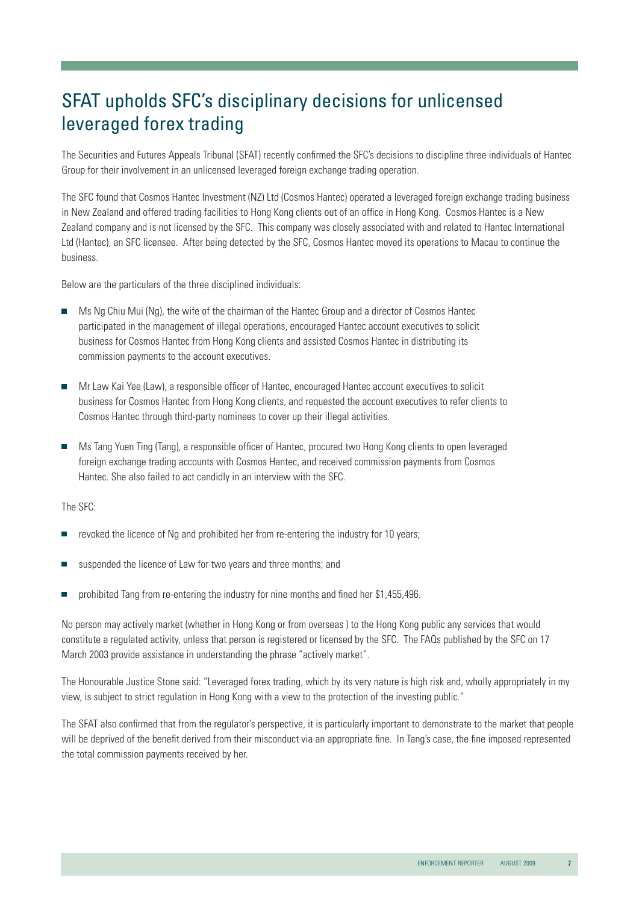# SFAT upholds SFC's disciplinary decisions for unlicensed leveraged forex trading

The Securities and Futures Appeals Tribunal (SFAT) recently confirmed the SFC's decisions to discipline three individuals of Hantec Group for their involvement in an unlicensed leveraged foreign exchange trading operation.

The SFC found that Cosmos Hantec Investment (NZ) Ltd (Cosmos Hantec) operated a leveraged foreign exchange trading business in New Zealand and offered trading facilities to Hong Kong clients out of an office in Hong Kong. Cosmos Hantec is a New Zealand company and is not licensed by the SFC. This company was closely associated with and related to Hantec International Ltd (Hantec), an SFC licensee. After being detected by the SFC, Cosmos Hantec moved its operations to Macau to continue the business.

Below are the particulars of the three disciplined individuals:

- Ms Ng Chiu Mui (Ng), the wife of the chairman of the Hantec Group and a director of Cosmos Hantec participated in the management of illegal operations, encouraged Hantec account executives to solicit business for Cosmos Hantec from Hong Kong clients and assisted Cosmos Hantec in distributing its commission payments to the account executives.
- Mr Law Kai Yee (Law), a responsible officer of Hantec, encouraged Hantec account executives to solicit business for Cosmos Hantec from Hong Kong clients, and requested the account executives to refer clients to Cosmos Hantec through third-party nominees to cover up their illegal activities.
- Ms Tang Yuen Ting (Tang), a responsible officer of Hantec, procured two Hong Kong clients to open leveraged foreign exchange trading accounts with Cosmos Hantec, and received commission payments from Cosmos Hantec. She also failed to act candidly in an interview with the SFC.

The SFC:

- revoked the licence of Ng and prohibited her from re-entering the industry for 10 years;
- suspended the licence of Law for two years and three months; and
- prohibited Tang from re-entering the industry for nine months and fined her $1,455,496.

No person may actively market (whether in Hong Kong or from overseas ) to the Hong Kong public any services that would constitute a regulated activity, unless that person is registered or licensed by the SFC. The FAQs published by the SFC on 17 March 2003 provide assistance in understanding the phrase "actively market".

The Honourable Justice Stone said: "Leveraged forex trading, which by its very nature is high risk and, wholly appropriately in my view, is subject to strict regulation in Hong Kong with a view to the protection of the investing public."

The SFAT also confirmed that from the regulator's perspective, it is particularly important to demonstrate to the market that people will be deprived of the benefit derived from their misconduct via an appropriate fine. In Tang's case, the fine imposed represented the total commission payments received by her.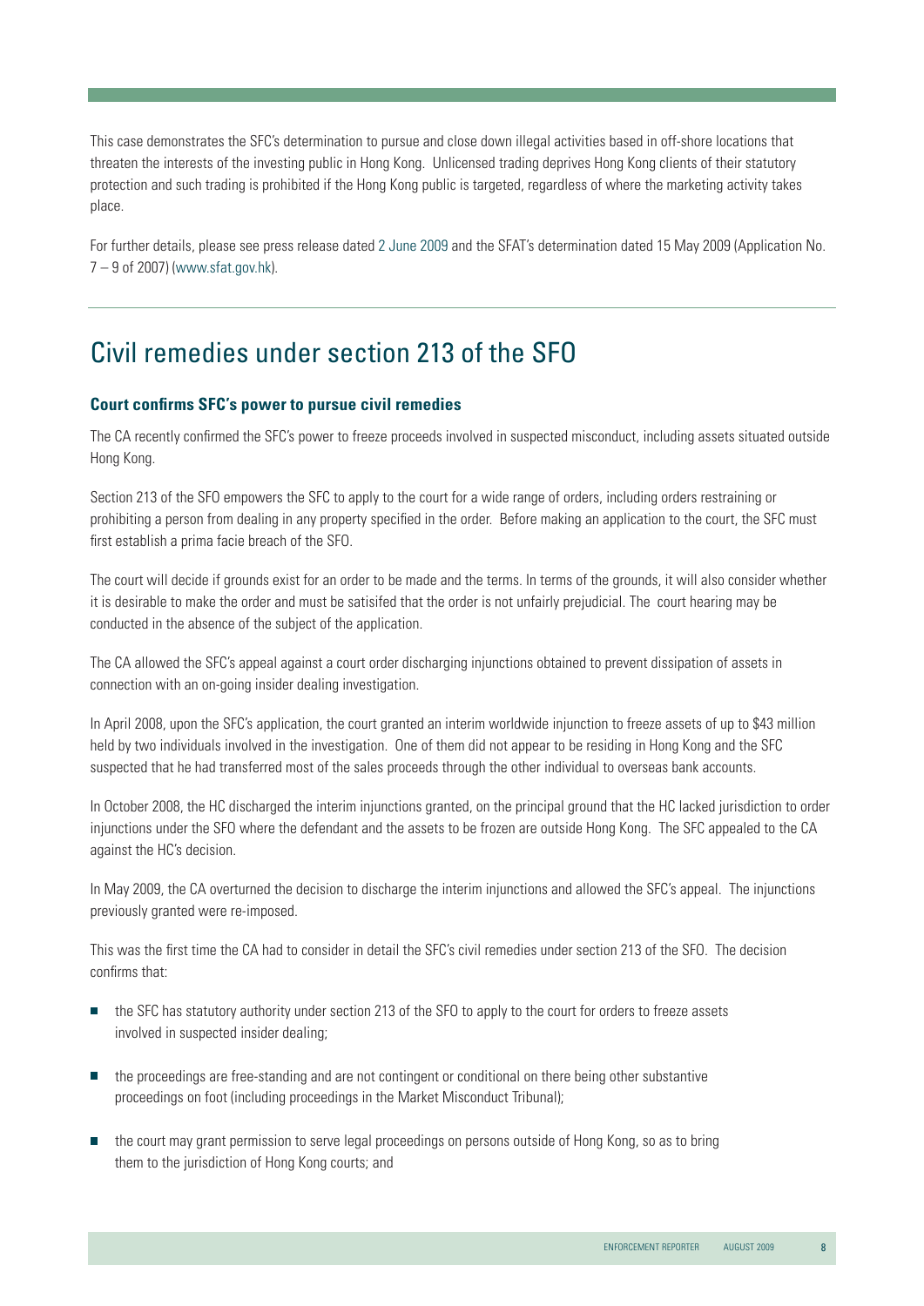This case demonstrates the SFC's determination to pursue and close down illegal activities based in off-shore locations that threaten the interests of the investing public in Hong Kong. Unlicensed trading deprives Hong Kong clients of their statutory protection and such trading is prohibited if the Hong Kong public is targeted, regardless of where the marketing activity takes place.

For further details, please see press release dated 2 June 2009 and the SFAT's determination dated 15 May 2009 (Application No. 7 – 9 of 2007) (www.sfat.gov.hk).

## Civil remedies under section 213 of the SFO

### Court confirms SFC's power to pursue civil remedies

The CA recently confirmed the SFC's power to freeze proceeds involved in suspected misconduct, including assets situated outside Hong Kong.

Section 213 of the SFO empowers the SFC to apply to the court for a wide range of orders, including orders restraining or prohibiting a person from dealing in any property specified in the order. Before making an application to the court, the SFC must first establish a prima facie breach of the SFO.

The court will decide if grounds exist for an order to be made and the terms. In terms of the grounds, it will also consider whether it is desirable to make the order and must be satisifed that the order is not unfairly prejudicial. The court hearing may be conducted in the absence of the subject of the application.

The CA allowed the SFC's appeal against a court order discharging injunctions obtained to prevent dissipation of assets in connection with an on-going insider dealing investigation.

In April 2008, upon the SFC's application, the court granted an interim worldwide injunction to freeze assets of up to $43 million held by two individuals involved in the investigation. One of them did not appear to be residing in Hong Kong and the SFC suspected that he had transferred most of the sales proceeds through the other individual to overseas bank accounts.

In October 2008, the HC discharged the interim injunctions granted, on the principal ground that the HC lacked jurisdiction to order injunctions under the SFO where the defendant and the assets to be frozen are outside Hong Kong. The SFC appealed to the CA against the HC's decision.

In May 2009, the CA overturned the decision to discharge the interim injunctions and allowed the SFC's appeal. The injunctions previously granted were re-imposed.

This was the first time the CA had to consider in detail the SFC's civil remedies under section 213 of the SFO. The decision confirms that:

- the SFC has statutory authority under section 213 of the SFO to apply to the court for orders to freeze assets involved in suspected insider dealing;
- the proceedings are free-standing and are not contingent or conditional on there being other substantive proceedings on foot (including proceedings in the Market Misconduct Tribunal);
- the court may grant permission to serve legal proceedings on persons outside of Hong Kong, so as to bring them to the jurisdiction of Hong Kong courts; and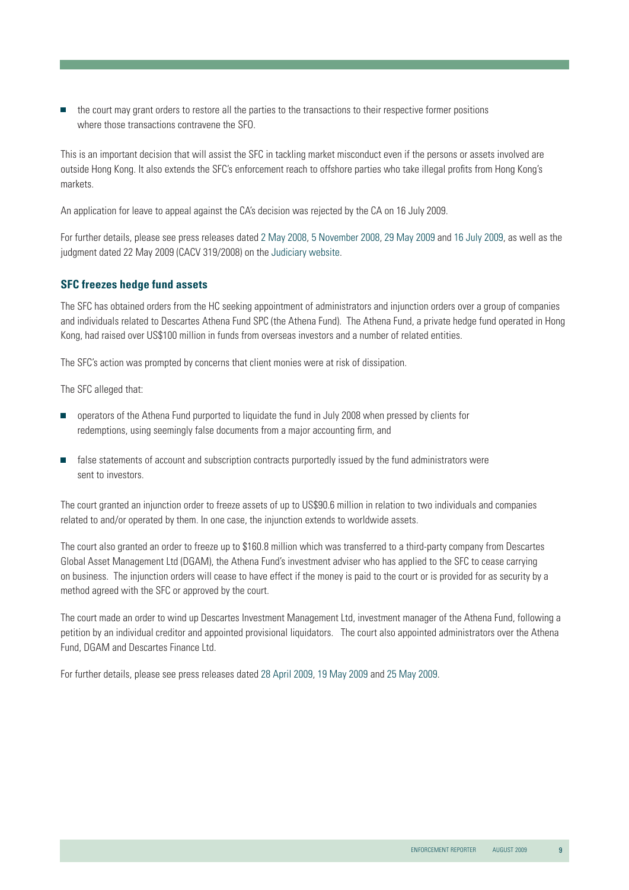- the court may grant orders to restore all the parties to the transactions to their respective former positions where those transactions contravene the SFO.

This is an important decision that will assist the SFC in tackling market misconduct even if the persons or assets involved are outside Hong Kong. It also extends the SFC's enforcement reach to offshore parties who take illegal profits from Hong Kong's markets.

An application for leave to appeal against the CA's decision was rejected by the CA on 16 July 2009.

For further details, please see press releases dated 2 May 2008, 5 November 2008, 29 May 2009 and 16 July 2009, as well as the judgment dated 22 May 2009 (CACV 319/2008) on the Judiciary website.

### SFC freezes hedge fund assets

The SFC has obtained orders from the HC seeking appointment of administrators and injunction orders over a group of companies and individuals related to Descartes Athena Fund SPC (the Athena Fund). The Athena Fund, a private hedge fund operated in Hong Kong, had raised over US$100 million in funds from overseas investors and a number of related entities.

The SFC's action was prompted by concerns that client monies were at risk of dissipation.

The SFC alleged that:

- operators of the Athena Fund purported to liquidate the fund in July 2008 when pressed by clients for redemptions, using seemingly false documents from a major accounting firm, and
- false statements of account and subscription contracts purportedly issued by the fund administrators were sent to investors.

The court granted an injunction order to freeze assets of up to US$90.6 million in relation to two individuals and companies related to and/or operated by them. In one case, the injunction extends to worldwide assets.

The court also granted an order to freeze up to $160.8 million which was transferred to a third-party company from Descartes Global Asset Management Ltd (DGAM), the Athena Fund's investment adviser who has applied to the SFC to cease carrying on business. The injunction orders will cease to have effect if the money is paid to the court or is provided for as security by a method agreed with the SFC or approved by the court.

The court made an order to wind up Descartes Investment Management Ltd, investment manager of the Athena Fund, following a petition by an individual creditor and appointed provisional liquidators. The court also appointed administrators over the Athena Fund, DGAM and Descartes Finance Ltd.

For further details, please see press releases dated 28 April 2009, 19 May 2009 and 25 May 2009.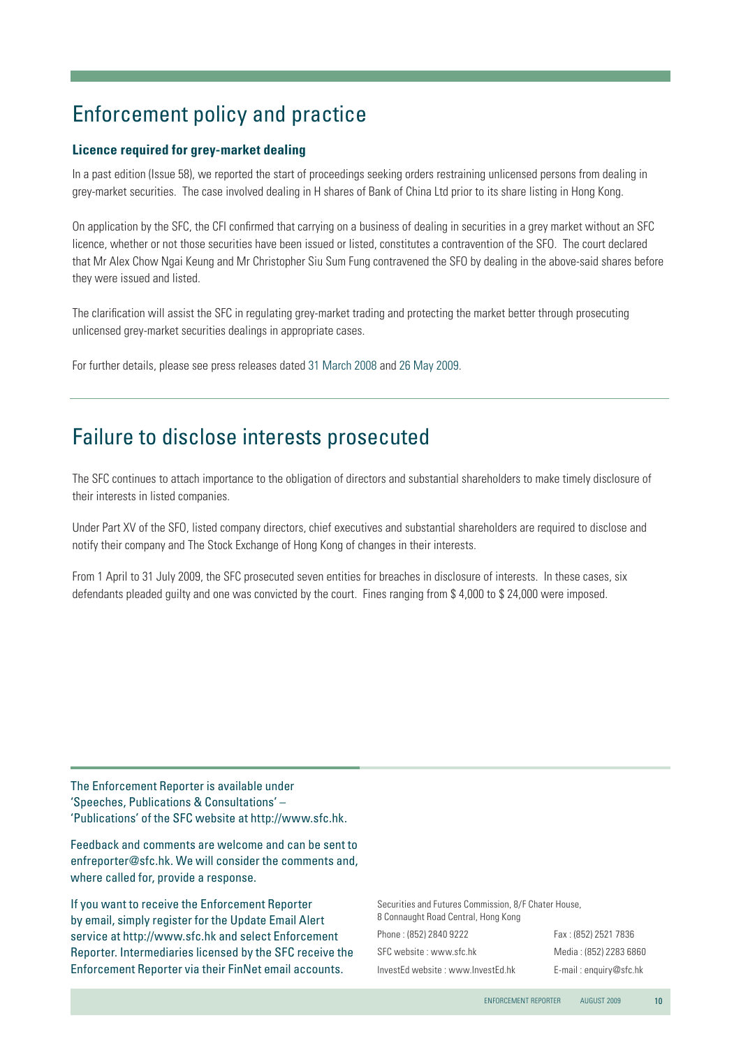# Enforcement policy and practice

### Licence required for grey-market dealing

In a past edition (Issue 58), we reported the start of proceedings seeking orders restraining unlicensed persons from dealing in grey-market securities. The case involved dealing in H shares of Bank of China Ltd prior to its share listing in Hong Kong.

On application by the SFC, the CFI confirmed that carrying on a business of dealing in securities in a grey market without an SFC licence, whether or not those securities have been issued or listed, constitutes a contravention of the SFO. The court declared that Mr Alex Chow Ngai Keung and Mr Christopher Siu Sum Fung contravened the SFO by dealing in the above-said shares before they were issued and listed.

The clarification will assist the SFC in regulating grey-market trading and protecting the market better through prosecuting unlicensed grey-market securities dealings in appropriate cases.

For further details, please see press releases dated 31 March 2008 and 26 May 2009.

# Failure to disclose interests prosecuted

The SFC continues to attach importance to the obligation of directors and substantial shareholders to make timely disclosure of their interests in listed companies.

Under Part XV of the SFO, listed company directors, chief executives and substantial shareholders are required to disclose and notify their company and The Stock Exchange of Hong Kong of changes in their interests.

From 1 April to 31 July 2009, the SFC prosecuted seven entities for breaches in disclosure of interests. In these cases, six defendants pleaded guilty and one was convicted by the court. Fines ranging from $ 4,000 to $ 24,000 were imposed.

The Enforcement Reporter is available under 'Speeches, Publications & Consultations' – 'Publications' of the SFC website at http://www.sfc.hk.

Feedback and comments are welcome and can be sent to enfreporter@sfc.hk. We will consider the comments and, where called for, provide a response.

If you want to receive the Enforcement Reporter by email, simply register for the Update Email Alert service at http://www.sfc.hk and select Enforcement Reporter. Intermediaries licensed by the SFC receive the Enforcement Reporter via their FinNet email accounts.

Securities and Futures Commission, 8/F Chater House, 8 Connaught Road Central, Hong Kong

Phone : (852) 2840 9222
Fax : (852) 2521 7836
SFC website : www.sfc.hk
Media : (852) 2283 6860
InvestEd website : www.InvestEd.hk
E-mail : enquiry@sfc.hk